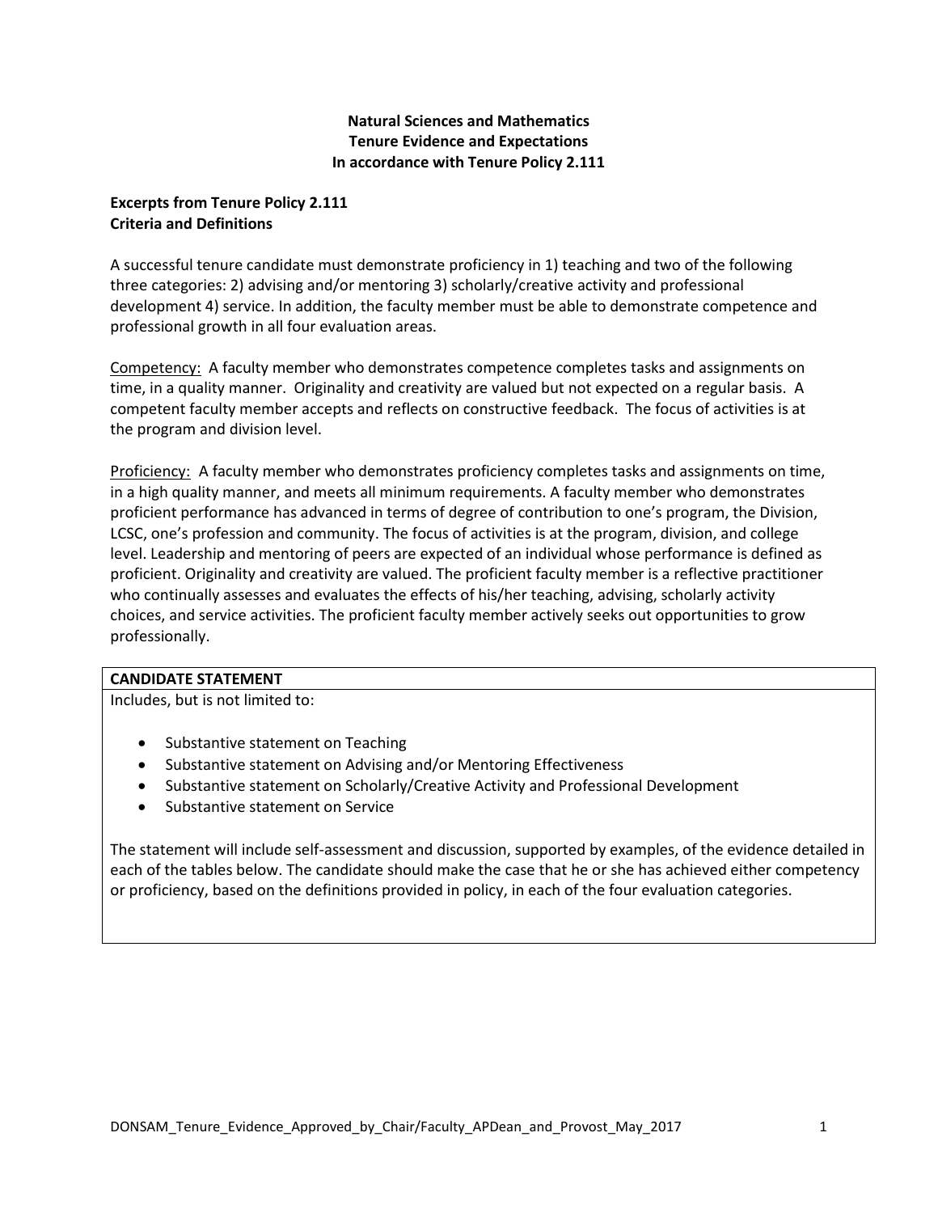# Natural Sciences and Mathematics
# Tenure Evidence and Expectations
# In accordance with Tenure Policy 2.111

## Excerpts from Tenure Policy 2.111
## Criteria and Definitions

A successful tenure candidate must demonstrate proficiency in 1) teaching and two of the following three categories: 2) advising and/or mentoring 3) scholarly/creative activity and professional development 4) service. In addition, the faculty member must be able to demonstrate competence and professional growth in all four evaluation areas.

Competency: A faculty member who demonstrates competence completes tasks and assignments on time, in a quality manner. Originality and creativity are valued but not expected on a regular basis. A competent faculty member accepts and reflects on constructive feedback. The focus of activities is at the program and division level.

Proficiency: A faculty member who demonstrates proficiency completes tasks and assignments on time, in a high quality manner, and meets all minimum requirements. A faculty member who demonstrates proficient performance has advanced in terms of degree of contribution to one's program, the Division, LCSC, one's profession and community. The focus of activities is at the program, division, and college level. Leadership and mentoring of peers are expected of an individual whose performance is defined as proficient. Originality and creativity are valued. The proficient faculty member is a reflective practitioner who continually assesses and evaluates the effects of his/her teaching, advising, scholarly activity choices, and service activities. The proficient faculty member actively seeks out opportunities to grow professionally.

| CANDIDATE STATEMENT |
| --- |
| Includes, but is not limited to:<br><br>• Substantive statement on Teaching<br>• Substantive statement on Advising and/or Mentoring Effectiveness<br>• Substantive statement on Scholarly/Creative Activity and Professional Development<br>• Substantive statement on Service<br><br>The statement will include self-assessment and discussion, supported by examples, of the evidence detailed in each of the tables below. The candidate should make the case that he or she has achieved either competency or proficiency, based on the definitions provided in policy, in each of the four evaluation categories. |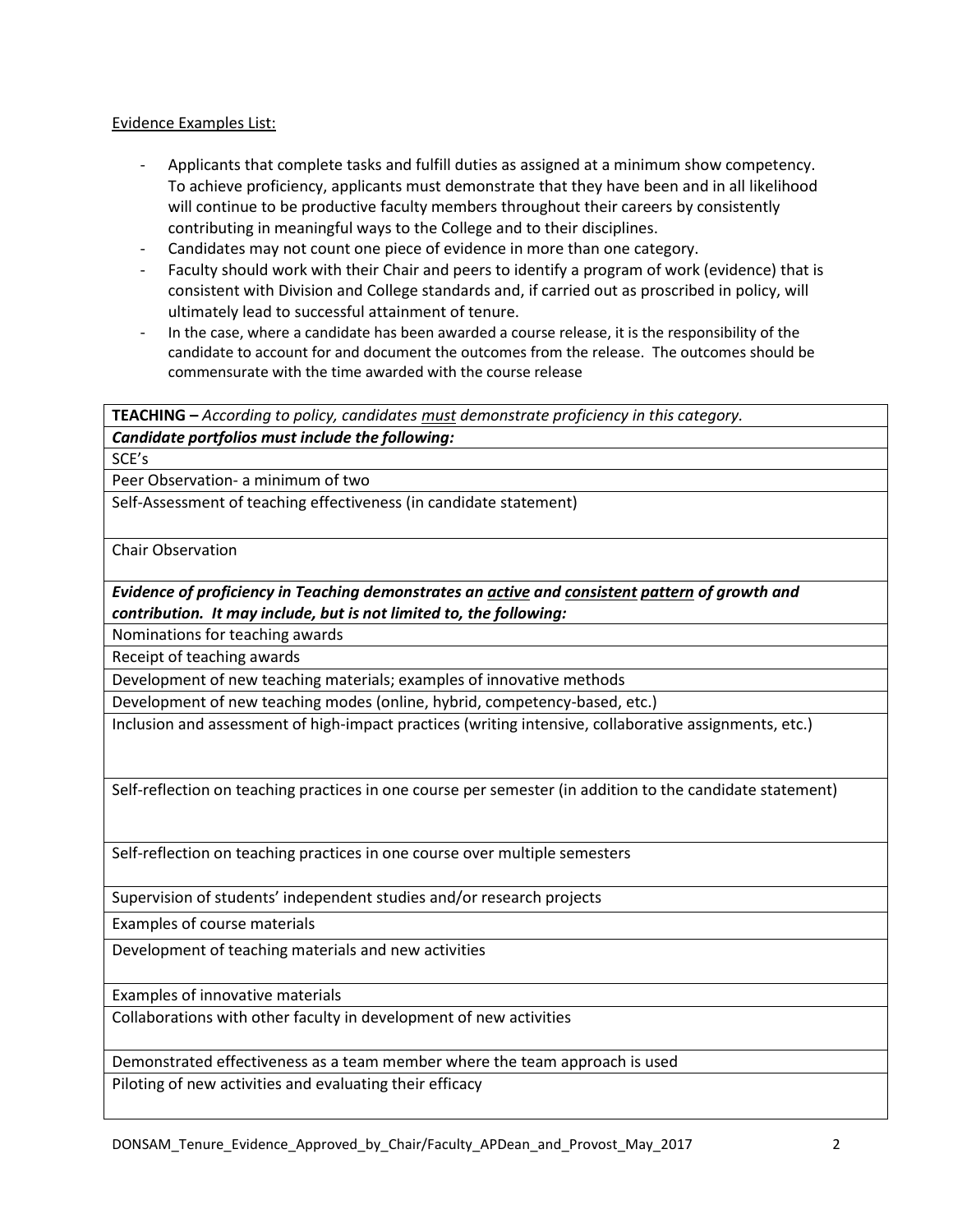Evidence Examples List:

- Applicants that complete tasks and fulfill duties as assigned at a minimum show competency. To achieve proficiency, applicants must demonstrate that they have been and in all likelihood will continue to be productive faculty members throughout their careers by consistently contributing in meaningful ways to the College and to their disciplines.
- Candidates may not count one piece of evidence in more than one category.
- Faculty should work with their Chair and peers to identify a program of work (evidence) that is consistent with Division and College standards and, if carried out as proscribed in policy, will ultimately lead to successful attainment of tenure.
- In the case, where a candidate has been awarded a course release, it is the responsibility of the candidate to account for and document the outcomes from the release. The outcomes should be commensurate with the time awarded with the course release

| **TEACHING –** *According to policy, candidates must demonstrate proficiency in this category.* |
|---|
| ***Candidate portfolios must include the following:*** |
| SCE's |
| Peer Observation- a minimum of two |
| Self-Assessment of teaching effectiveness (in candidate statement) |
| Chair Observation |
| ***Evidence of proficiency in Teaching demonstrates an active and consistent pattern of growth and contribution. It may include, but is not limited to, the following:*** |
| Nominations for teaching awards |
| Receipt of teaching awards |
| Development of new teaching materials; examples of innovative methods |
| Development of new teaching modes (online, hybrid, competency-based, etc.) |
| Inclusion and assessment of high-impact practices (writing intensive, collaborative assignments, etc.) |
| Self-reflection on teaching practices in one course per semester (in addition to the candidate statement) |
| Self-reflection on teaching practices in one course over multiple semesters |
| Supervision of students' independent studies and/or research projects |
| Examples of course materials |
| Development of teaching materials and new activities |
| Examples of innovative materials |
| Collaborations with other faculty in development of new activities |
| Demonstrated effectiveness as a team member where the team approach is used |
| Piloting of new activities and evaluating their efficacy |

DONSAM_Tenure_Evidence_Approved_by_Chair/Faculty_APDean_and_Provost_May_2017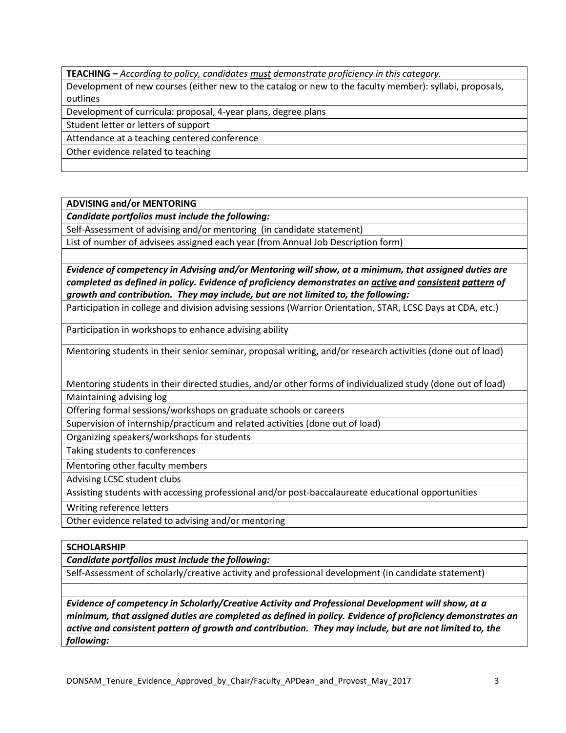| **TEACHING –** *According to policy, candidates* *<u>must</u>* *demonstrate proficiency in this category.* |
|---|
| Development of new courses (either new to the catalog or new to the faculty member): syllabi, proposals, outlines |
| Development of curricula: proposal, 4-year plans, degree plans |
| Student letter or letters of support |
| Attendance at a teaching centered conference |
| Other evidence related to teaching |
| |

| **ADVISING and/or MENTORING** |
|---|
| ***Candidate portfolios must include the following:*** |
| Self-Assessment of advising and/or mentoring (in candidate statement) |
| List of number of advisees assigned each year (from Annual Job Description form) |
| |
| ***Evidence of competency in Advising and/or Mentoring will show, at a minimum, that assigned duties are completed as defined in policy. Evidence of proficiency demonstrates an <u>active</u> and <u>consistent</u> <u>pattern</u> of growth and contribution. They may include, but are not limited to, the following:*** |
| Participation in college and division advising sessions (Warrior Orientation, STAR, LCSC Days at CDA, etc.) |
| Participation in workshops to enhance advising ability |
| Mentoring students in their senior seminar, proposal writing, and/or research activities (done out of load) |
| Mentoring students in their directed studies, and/or other forms of individualized study (done out of load) |
| Maintaining advising log |
| Offering formal sessions/workshops on graduate schools or careers |
| Supervision of internship/practicum and related activities (done out of load) |
| Organizing speakers/workshops for students |
| Taking students to conferences |
| Mentoring other faculty members |
| Advising LCSC student clubs |
| Assisting students with accessing professional and/or post-baccalaureate educational opportunities |
| Writing reference letters |
| Other evidence related to advising and/or mentoring |

| **SCHOLARSHIP** |
|---|
| ***Candidate portfolios must include the following:*** |
| Self-Assessment of scholarly/creative activity and professional development (in candidate statement) |
| |
| ***Evidence of competency in Scholarly/Creative Activity and Professional Development will show, at a minimum, that assigned duties are completed as defined in policy. Evidence of proficiency demonstrates an <u>active</u> and <u>consistent</u> <u>pattern</u> of growth and contribution. They may include, but are not limited to, the following:*** |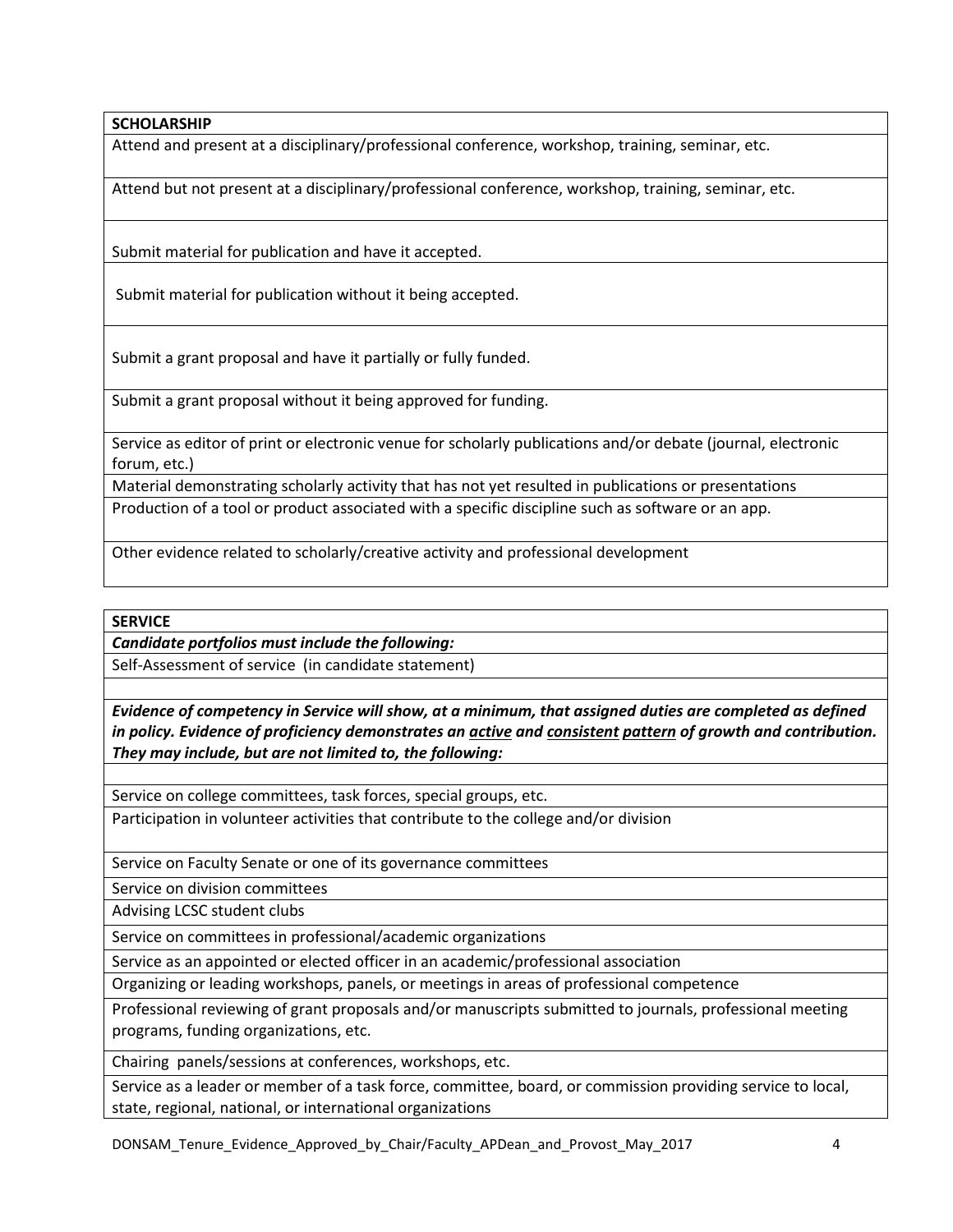| SCHOLARSHIP |
|---|
| Attend and present at a disciplinary/professional conference, workshop, training, seminar, etc. |
| Attend but not present at a disciplinary/professional conference, workshop, training, seminar, etc. |
| Submit material for publication and have it accepted. |
| Submit material for publication without it being accepted. |
| Submit a grant proposal and have it partially or fully funded. |
| Submit a grant proposal without it being approved for funding. |
| Service as editor of print or electronic venue for scholarly publications and/or debate (journal, electronic forum, etc.) |
| Material demonstrating scholarly activity that has not yet resulted in publications or presentations |
| Production of a tool or product associated with a specific discipline such as software or an app. |
| Other evidence related to scholarly/creative activity and professional development |

| SERVICE |
|---|
| ***Candidate portfolios must include the following:*** |
| Self-Assessment of service (in candidate statement) |
| |
| ***Evidence of competency in Service will show, at a minimum, that assigned duties are completed as defined in policy. Evidence of proficiency demonstrates an <u>active</u> and <u>consistent</u> <u>pattern</u> of growth and contribution. They may include, but are not limited to, the following:*** |
| |
| Service on college committees, task forces, special groups, etc. |
| Participation in volunteer activities that contribute to the college and/or division |
| Service on Faculty Senate or one of its governance committees |
| Service on division committees |
| Advising LCSC student clubs |
| Service on committees in professional/academic organizations |
| Service as an appointed or elected officer in an academic/professional association |
| Organizing or leading workshops, panels, or meetings in areas of professional competence |
| Professional reviewing of grant proposals and/or manuscripts submitted to journals, professional meeting programs, funding organizations, etc. |
| Chairing panels/sessions at conferences, workshops, etc. |
| Service as a leader or member of a task force, committee, board, or commission providing service to local, state, regional, national, or international organizations |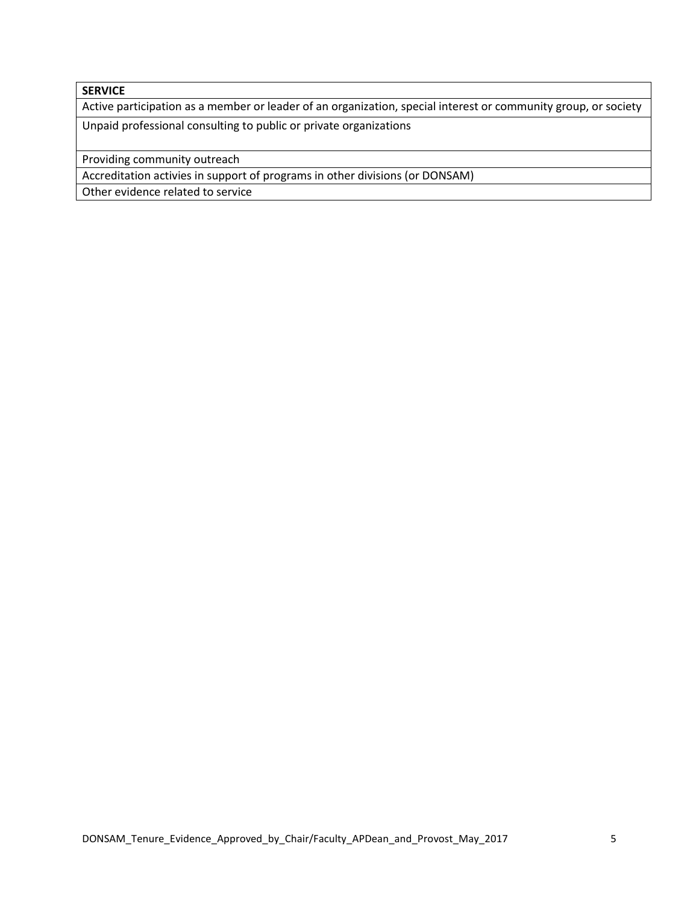| **SERVICE** |
| --- |
| Active participation as a member or leader of an organization, special interest or community group, or society |
| Unpaid professional consulting to public or private organizations |
| Providing community outreach |
| Accreditation activies in support of programs in other divisions (or DONSAM) |
| Other evidence related to service |